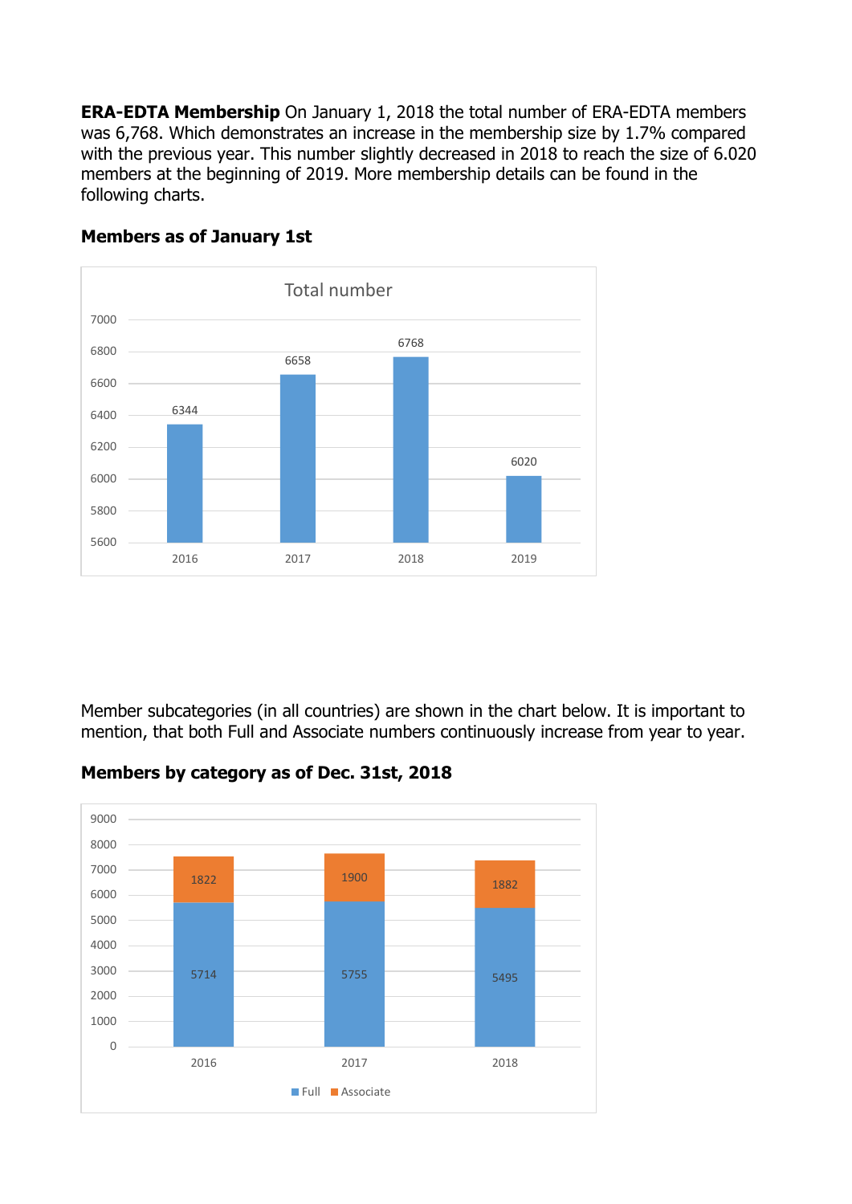**ERA-EDTA Membership** On January 1, 2018 the total number of ERA-EDTA members was 6,768. Which demonstrates an increase in the membership size by 1.7% compared with the previous year. This number slightly decreased in 2018 to reach the size of 6.020 members at the beginning of 2019. More membership details can be found in the following charts.

**Members as of January 1st**

Total number

| Year | Total number |
|---|---|
| 2016 | 6344 |
| 2017 | 6658 |
| 2018 | 6768 |
| 2019 | 6020 |

Member subcategories (in all countries) are shown in the chart below. It is important to mention, that both Full and Associate numbers continuously increase from year to year.

**Members by category as of Dec. 31st, 2018**

| Year | Full | Associate |
|---|---|---|
| 2016 | 5714 | 1822 |
| 2017 | 5755 | 1900 |
| 2018 | 5495 | 1882 |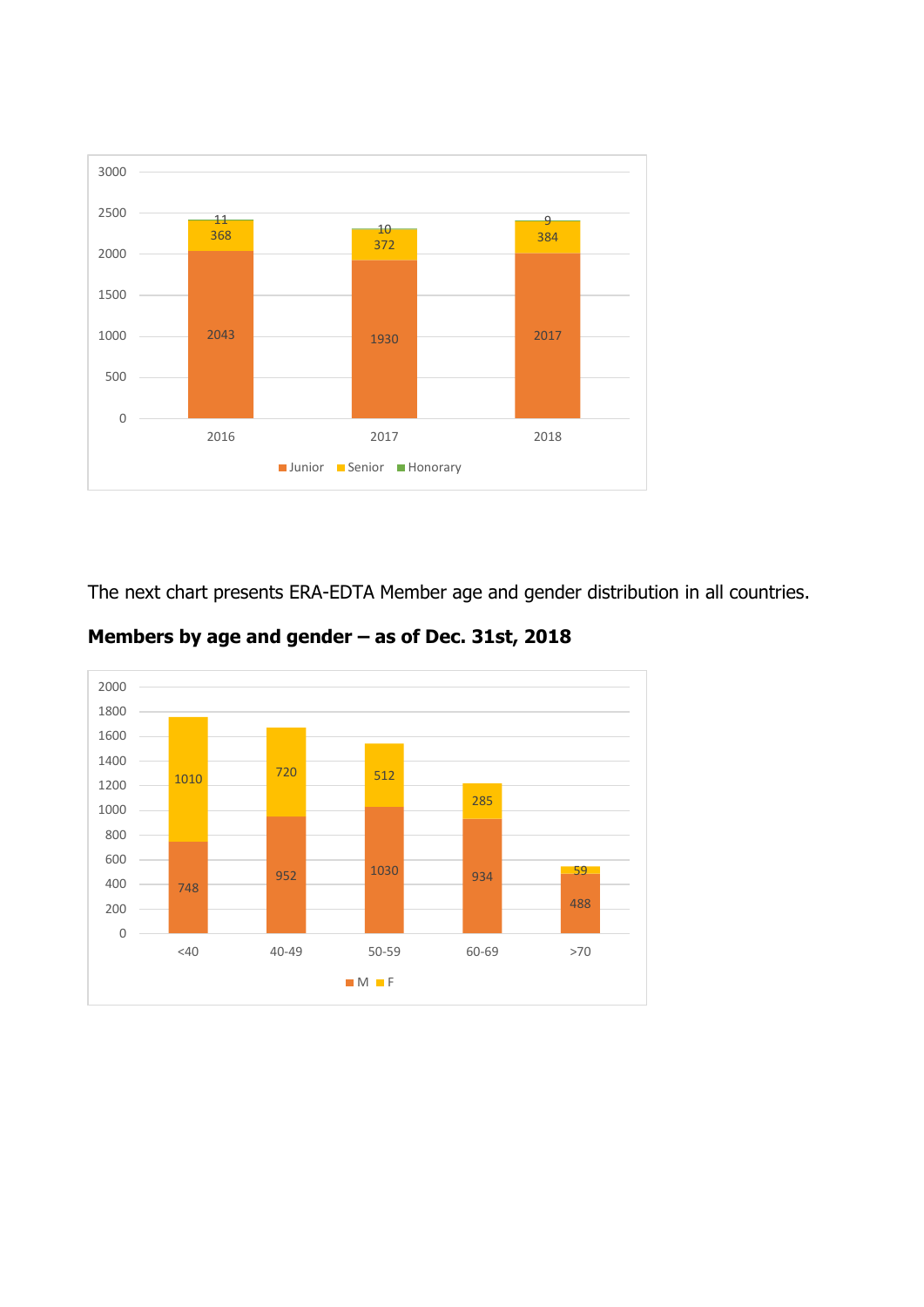| | Junior | Senior | Honorary |
|---|---|---|---|
| 2016 | 2043 | 368 | 11 |
| 2017 | 1930 | 372 | 10 |
| 2018 | 2017 | 384 | 9 |

The next chart presents ERA-EDTA Member age and gender distribution in all countries.

**Members by age and gender – as of Dec. 31st, 2018**

| | M | F |
|---|---|---|
| <40 | 748 | 1010 |
| 40-49 | 952 | 720 |
| 50-59 | 1030 | 512 |
| 60-69 | 934 | 285 |
| >70 | 488 | 59 |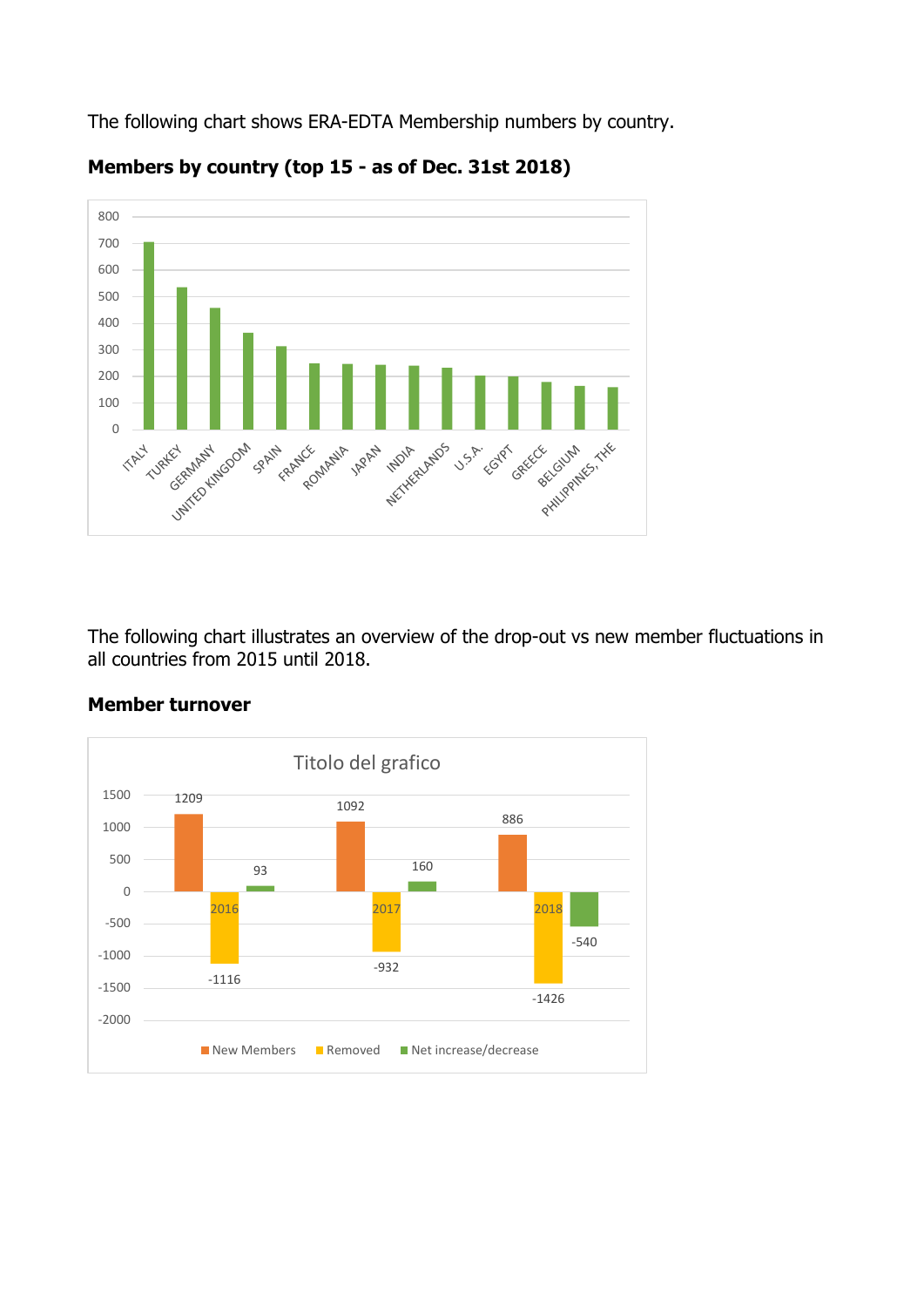The following chart shows ERA-EDTA Membership numbers by country.

**Members by country (top 15 - as of Dec. 31st 2018)**

The following chart illustrates an overview of the drop-out vs new member fluctuations in all countries from 2015 until 2018.

**Member turnover**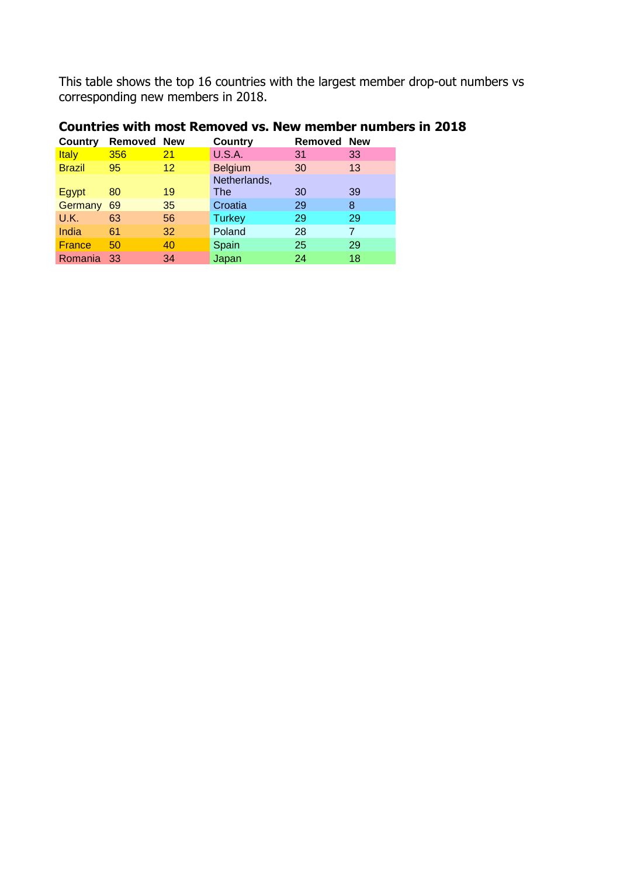This table shows the top 16 countries with the largest member drop-out numbers vs corresponding new members in 2018.

### Countries with most Removed vs. New member numbers in 2018

| Country | Removed | New | Country | Removed | New |
|---|---|---|---|---|---|
| Italy | 356 | 21 | U.S.A. | 31 | 33 |
| Brazil | 95 | 12 | Belgium | 30 | 13 |
| Egypt | 80 | 19 | Netherlands, The | 30 | 39 |
| Germany | 69 | 35 | Croatia | 29 | 8 |
| U.K. | 63 | 56 | Turkey | 29 | 29 |
| India | 61 | 32 | Poland | 28 | 7 |
| France | 50 | 40 | Spain | 25 | 29 |
| Romania | 33 | 34 | Japan | 24 | 18 |